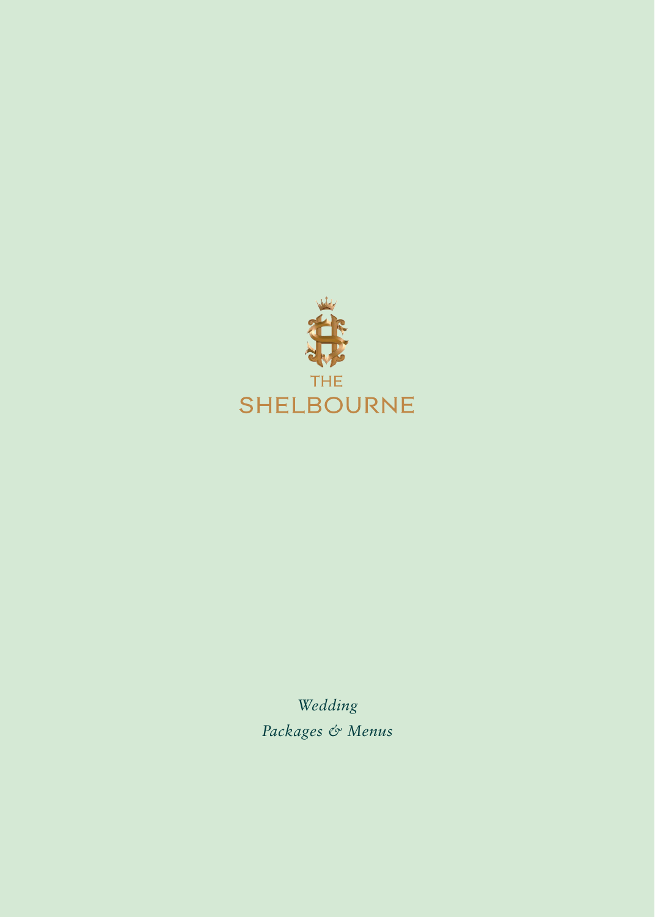THE

SHELBOURNE

*Wedding*

*Packages & Menus*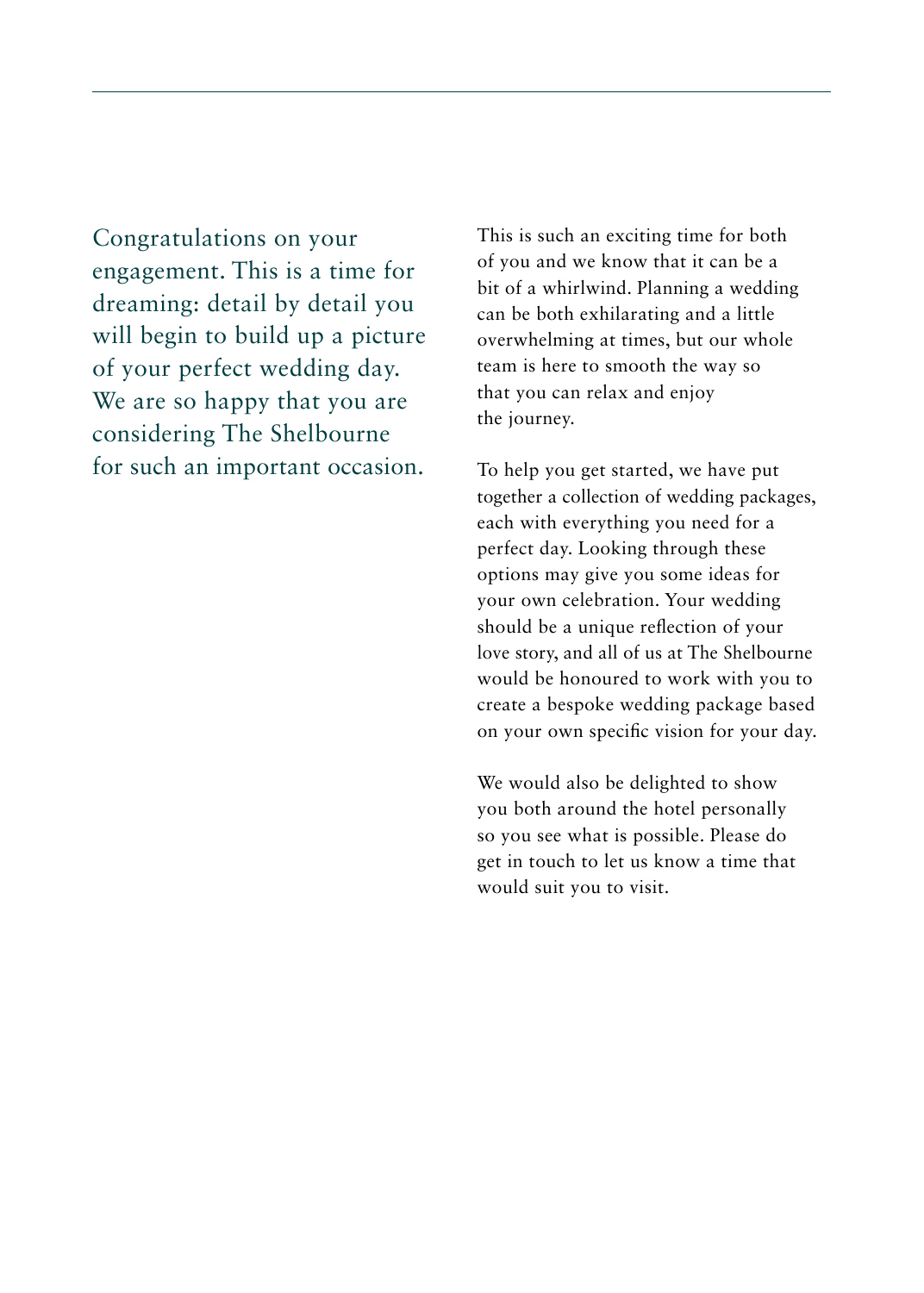Congratulations on your engagement. This is a time for dreaming: detail by detail you will begin to build up a picture of your perfect wedding day. We are so happy that you are considering The Shelbourne for such an important occasion.

This is such an exciting time for both of you and we know that it can be a bit of a whirlwind. Planning a wedding can be both exhilarating and a little overwhelming at times, but our whole team is here to smooth the way so that you can relax and enjoy the journey.

To help you get started, we have put together a collection of wedding packages, each with everything you need for a perfect day. Looking through these options may give you some ideas for your own celebration. Your wedding should be a unique reflection of your love story, and all of us at The Shelbourne would be honoured to work with you to create a bespoke wedding package based on your own specific vision for your day.

We would also be delighted to show you both around the hotel personally so you see what is possible. Please do get in touch to let us know a time that would suit you to visit.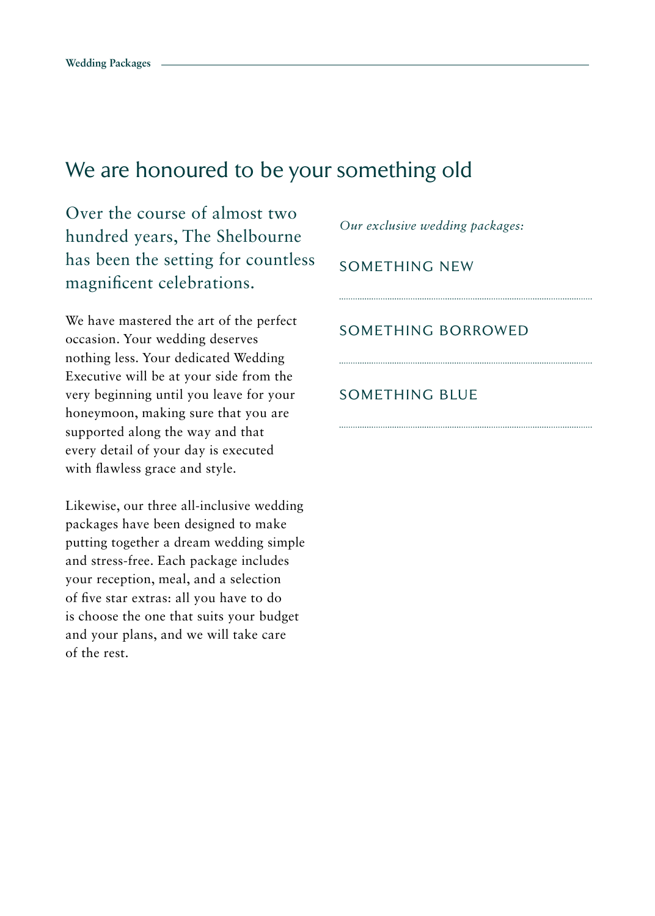# We are honoured to be your something old

Over the course of almost two hundred years, The Shelbourne has been the setting for countless magnificent celebrations.

We have mastered the art of the perfect occasion. Your wedding deserves nothing less. Your dedicated Wedding Executive will be at your side from the very beginning until you leave for your honeymoon, making sure that you are supported along the way and that every detail of your day is executed with flawless grace and style.

Likewise, our three all-inclusive wedding packages have been designed to make putting together a dream wedding simple and stress-free. Each package includes your reception, meal, and a selection of five star extras: all you have to do is choose the one that suits your budget and your plans, and we will take care of the rest.

*Our exclusive wedding packages:*

SOMETHING NEW

SOMETHING BORROWED

SOMETHING BLUE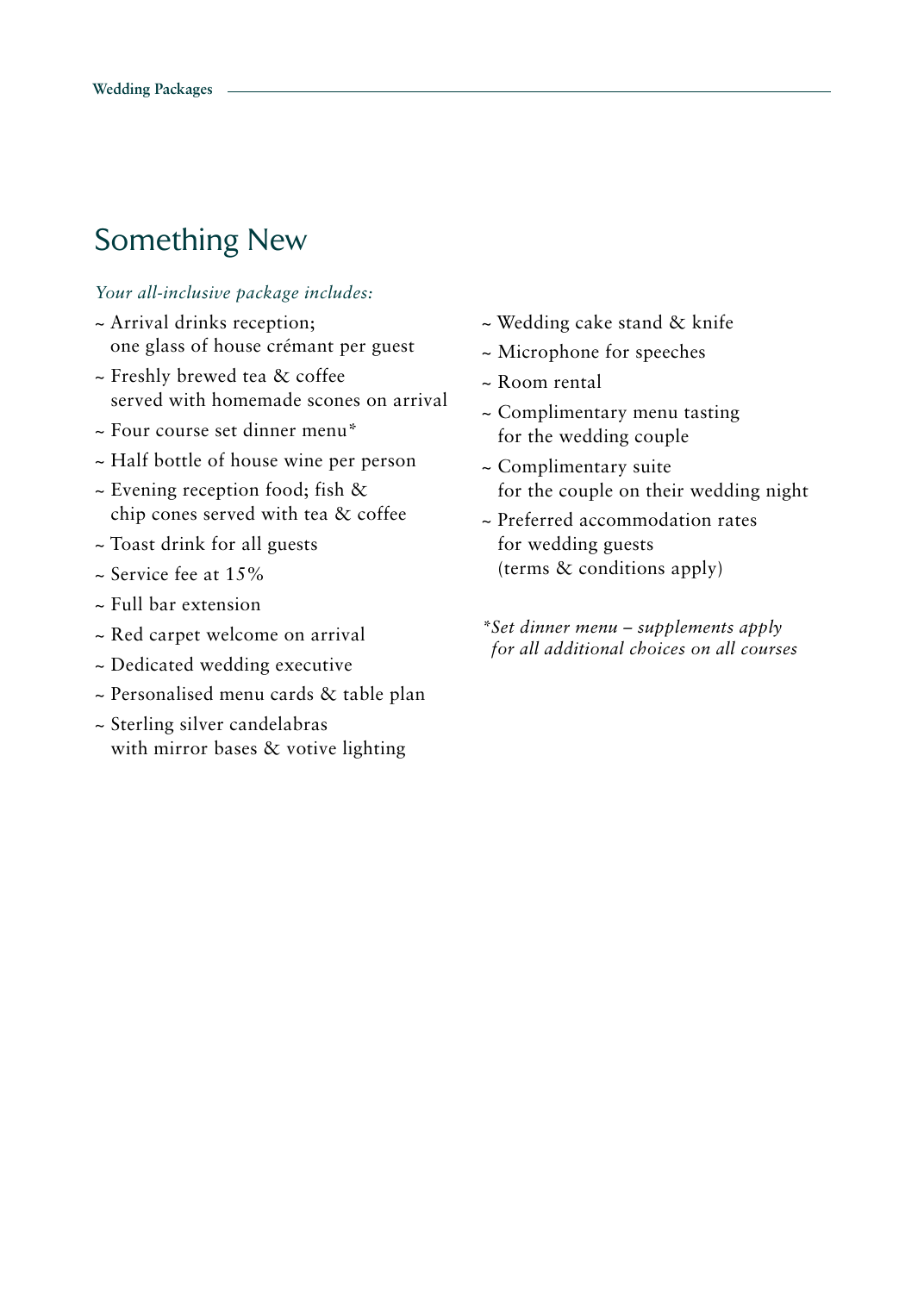## Something New

*Your all-inclusive package includes:*

- Arrival drinks reception; one glass of house crémant per guest
- Freshly brewed tea & coffee served with homemade scones on arrival
- Four course set dinner menu*
- Half bottle of house wine per person
- Evening reception food; fish & chip cones served with tea & coffee
- Toast drink for all guests
- Service fee at 15%
- Full bar extension
- Red carpet welcome on arrival
- Dedicated wedding executive
- Personalised menu cards & table plan
- Sterling silver candelabras with mirror bases & votive lighting
- Wedding cake stand & knife
- Microphone for speeches
- Room rental
- Complimentary menu tasting for the wedding couple
- Complimentary suite for the couple on their wedding night
- Preferred accommodation rates for wedding guests (terms & conditions apply)

*\*Set dinner menu – supplements apply for all additional choices on all courses*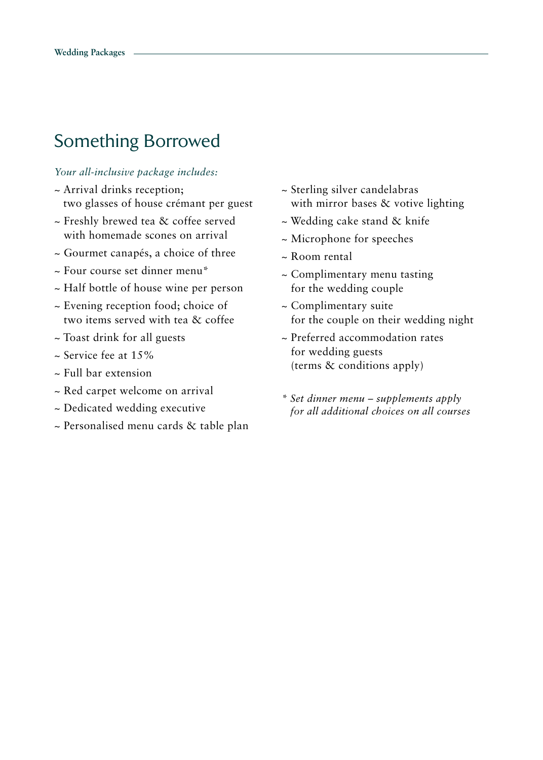# Something Borrowed

*Your all-inclusive package includes:*

- Arrival drinks reception; two glasses of house crémant per guest
- Freshly brewed tea & coffee served with homemade scones on arrival
- Gourmet canapés, a choice of three
- Four course set dinner menu*
- Half bottle of house wine per person
- Evening reception food; choice of two items served with tea & coffee
- Toast drink for all guests
- Service fee at 15%
- Full bar extension
- Red carpet welcome on arrival
- Dedicated wedding executive
- Personalised menu cards & table plan
- Sterling silver candelabras with mirror bases & votive lighting
- Wedding cake stand & knife
- Microphone for speeches
- Room rental
- Complimentary menu tasting for the wedding couple
- Complimentary suite for the couple on their wedding night
- Preferred accommodation rates for wedding guests (terms & conditions apply)

*\* Set dinner menu – supplements apply for all additional choices on all courses*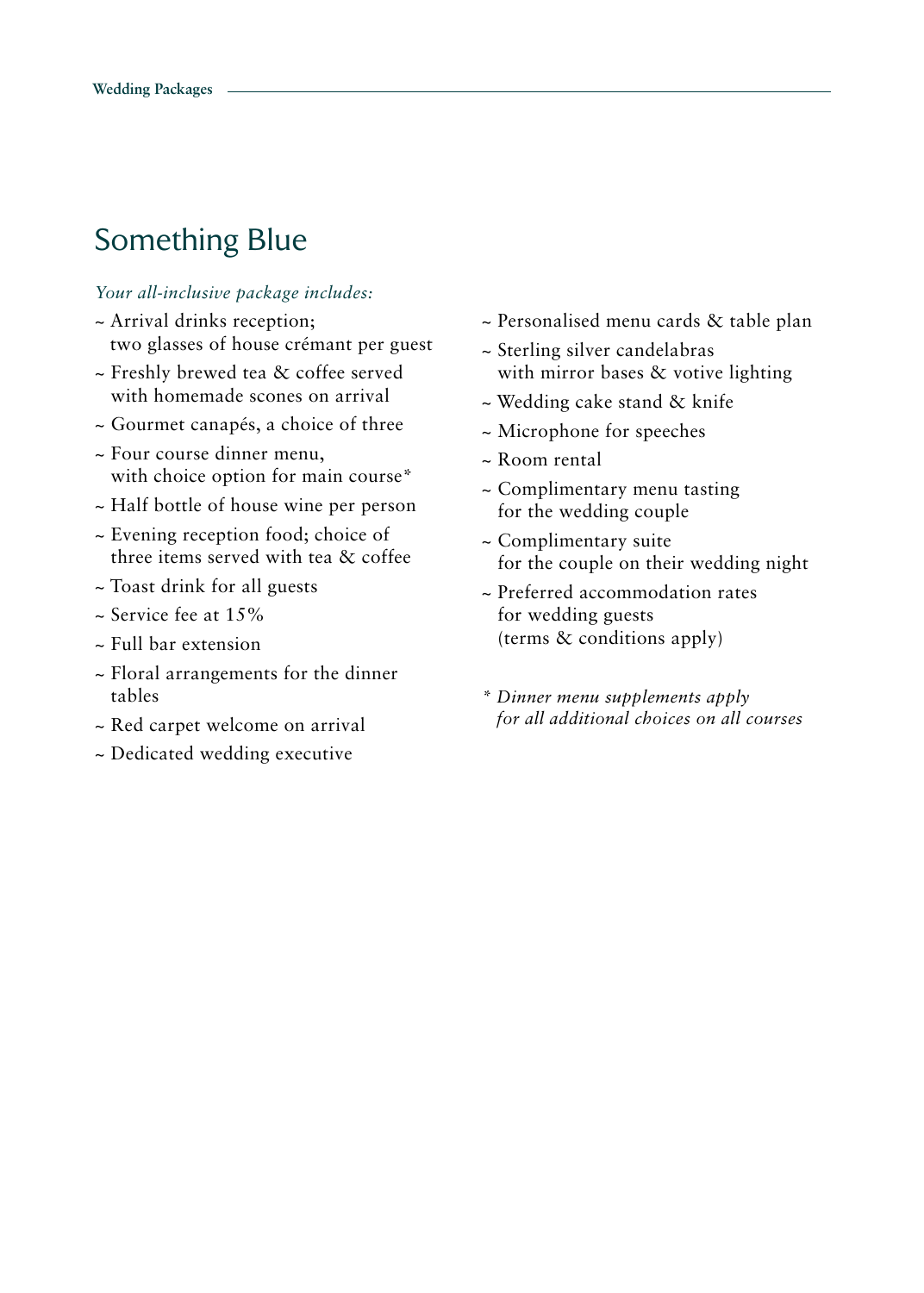# Something Blue

*Your all-inclusive package includes:*

- Arrival drinks reception; two glasses of house crémant per guest
- Freshly brewed tea & coffee served with homemade scones on arrival
- Gourmet canapés, a choice of three
- Four course dinner menu, with choice option for main course*
- Half bottle of house wine per person
- Evening reception food; choice of three items served with tea & coffee
- Toast drink for all guests
- Service fee at 15%
- Full bar extension
- Floral arrangements for the dinner tables
- Red carpet welcome on arrival
- Dedicated wedding executive
- Personalised menu cards & table plan
- Sterling silver candelabras with mirror bases & votive lighting
- Wedding cake stand & knife
- Microphone for speeches
- Room rental
- Complimentary menu tasting for the wedding couple
- Complimentary suite for the couple on their wedding night
- Preferred accommodation rates for wedding guests (terms & conditions apply)

*\* Dinner menu supplements apply for all additional choices on all courses*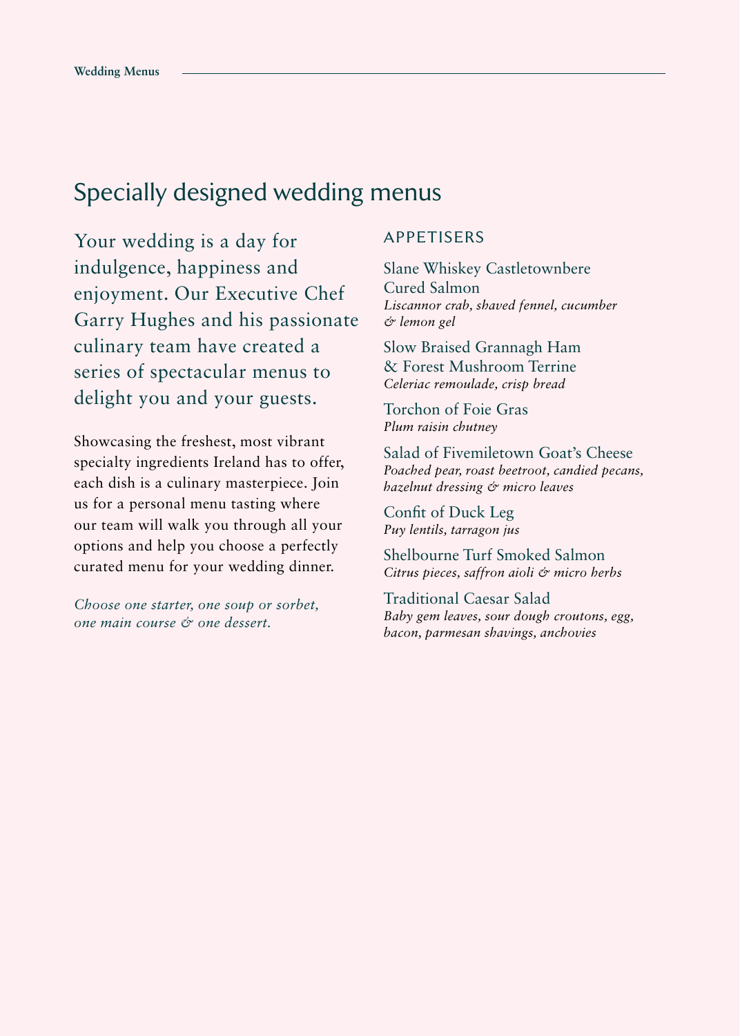# Specially designed wedding menus

Your wedding is a day for indulgence, happiness and enjoyment. Our Executive Chef Garry Hughes and his passionate culinary team have created a series of spectacular menus to delight you and your guests.

Showcasing the freshest, most vibrant specialty ingredients Ireland has to offer, each dish is a culinary masterpiece. Join us for a personal menu tasting where our team will walk you through all your options and help you choose a perfectly curated menu for your wedding dinner.

*Choose one starter, one soup or sorbet, one main course & one dessert.*

## APPETISERS

Slane Whiskey Castletownbere Cured Salmon
*Liscannor crab, shaved fennel, cucumber & lemon gel*

Slow Braised Grannagh Ham & Forest Mushroom Terrine
*Celeriac remoulade, crisp bread*

Torchon of Foie Gras
*Plum raisin chutney*

Salad of Fivemiletown Goat's Cheese
*Poached pear, roast beetroot, candied pecans, hazelnut dressing & micro leaves*

Confit of Duck Leg
*Puy lentils, tarragon jus*

Shelbourne Turf Smoked Salmon
*Citrus pieces, saffron aioli & micro herbs*

Traditional Caesar Salad
*Baby gem leaves, sour dough croutons, egg, bacon, parmesan shavings, anchovies*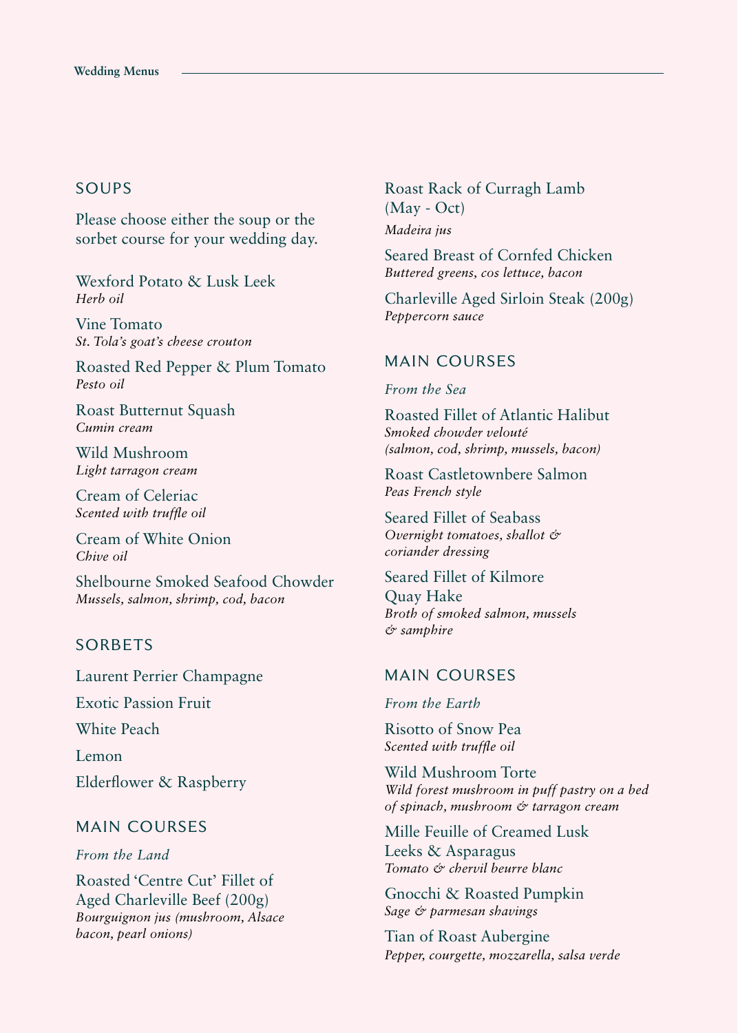## SOUPS

Please choose either the soup or the sorbet course for your wedding day.

Wexford Potato & Lusk Leek
*Herb oil*

Vine Tomato
*St. Tola's goat's cheese crouton*

Roasted Red Pepper & Plum Tomato
*Pesto oil*

Roast Butternut Squash
*Cumin cream*

Wild Mushroom
*Light tarragon cream*

Cream of Celeriac
*Scented with truffle oil*

Cream of White Onion
*Chive oil*

Shelbourne Smoked Seafood Chowder
*Mussels, salmon, shrimp, cod, bacon*

## SORBETS

Laurent Perrier Champagne

Exotic Passion Fruit

White Peach

Lemon

Elderflower & Raspberry

## MAIN COURSES

*From the Land*

Roasted 'Centre Cut' Fillet of Aged Charleville Beef (200g)
*Bourguignon jus (mushroom, Alsace bacon, pearl onions)*

Roast Rack of Curragh Lamb (May - Oct)
*Madeira jus*

Seared Breast of Cornfed Chicken
*Buttered greens, cos lettuce, bacon*

Charleville Aged Sirloin Steak (200g)
*Peppercorn sauce*

## MAIN COURSES

*From the Sea*

Roasted Fillet of Atlantic Halibut
*Smoked chowder velouté (salmon, cod, shrimp, mussels, bacon)*

Roast Castletownbere Salmon
*Peas French style*

Seared Fillet of Seabass
*Overnight tomatoes, shallot & coriander dressing*

Seared Fillet of Kilmore Quay Hake
*Broth of smoked salmon, mussels & samphire*

## MAIN COURSES

*From the Earth*

Risotto of Snow Pea
*Scented with truffle oil*

Wild Mushroom Torte
*Wild forest mushroom in puff pastry on a bed of spinach, mushroom & tarragon cream*

Mille Feuille of Creamed Lusk Leeks & Asparagus
*Tomato & chervil beurre blanc*

Gnocchi & Roasted Pumpkin
*Sage & parmesan shavings*

Tian of Roast Aubergine
*Pepper, courgette, mozzarella, salsa verde*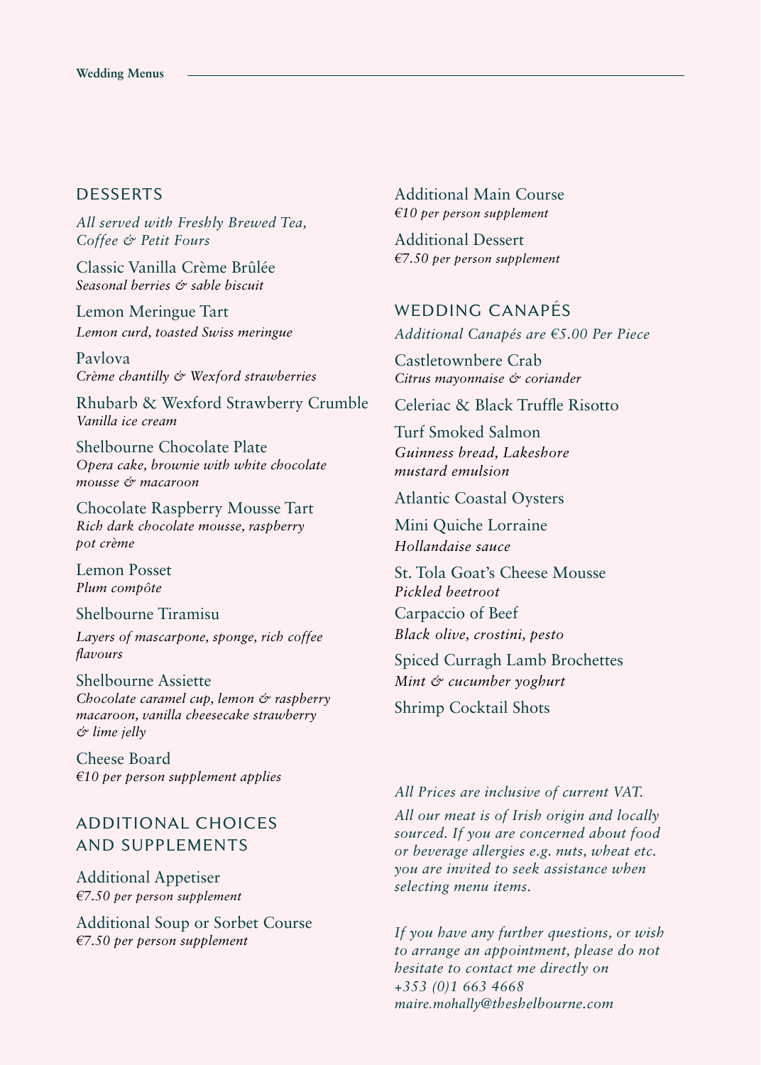## DESSERTS

*All served with Freshly Brewed Tea, Coffee & Petit Fours*

Classic Vanilla Crème Brûlée
*Seasonal berries & sable biscuit*

Lemon Meringue Tart
*Lemon curd, toasted Swiss meringue*

Pavlova
*Crème chantilly & Wexford strawberries*

Rhubarb & Wexford Strawberry Crumble
*Vanilla ice cream*

Shelbourne Chocolate Plate
*Opera cake, brownie with white chocolate mousse & macaroon*

Chocolate Raspberry Mousse Tart
*Rich dark chocolate mousse, raspberry pot crème*

Lemon Posset
*Plum compôte*

Shelbourne Tiramisu
*Layers of mascarpone, sponge, rich coffee flavours*

Shelbourne Assiette
*Chocolate caramel cup, lemon & raspberry macaroon, vanilla cheesecake strawberry & lime jelly*

Cheese Board
*€10 per person supplement applies*

## ADDITIONAL CHOICES AND SUPPLEMENTS

Additional Appetiser
*€7.50 per person supplement*

Additional Soup or Sorbet Course
*€7.50 per person supplement*

Additional Main Course
*€10 per person supplement*

Additional Dessert
*€7.50 per person supplement*

## WEDDING CANAPÉS

*Additional Canapés are €5.00 Per Piece*

Castletownbere Crab
*Citrus mayonnaise & coriander*

Celeriac & Black Truffle Risotto

Turf Smoked Salmon
*Guinness bread, Lakeshore mustard emulsion*

Atlantic Coastal Oysters

Mini Quiche Lorraine
*Hollandaise sauce*

St. Tola Goat's Cheese Mousse
*Pickled beetroot*

Carpaccio of Beef
*Black olive, crostini, pesto*

Spiced Curragh Lamb Brochettes
*Mint & cucumber yoghurt*

Shrimp Cocktail Shots

*All Prices are inclusive of current VAT.*

*All our meat is of Irish origin and locally sourced. If you are concerned about food or beverage allergies e.g. nuts, wheat etc. you are invited to seek assistance when selecting menu items.*

*If you have any further questions, or wish to arrange an appointment, please do not hesitate to contact me directly on*
*+353 (0)1 663 4668*
*maire.mohally@theshelbourne.com*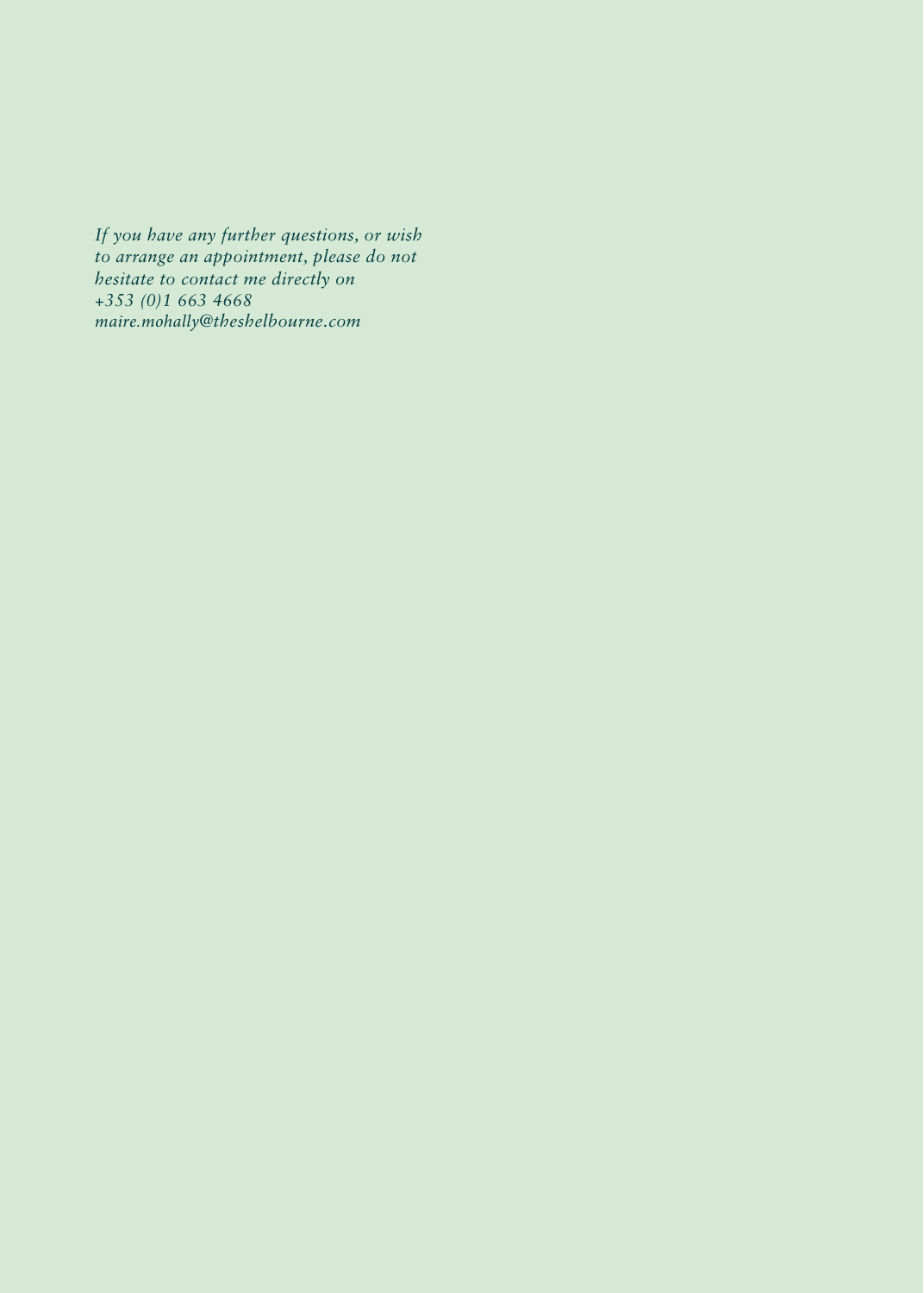*If you have any further questions, or wish to arrange an appointment, please do not hesitate to contact me directly on*
*+353 (0)1 663 4668*
*maire.mohally@theshelbourne.com*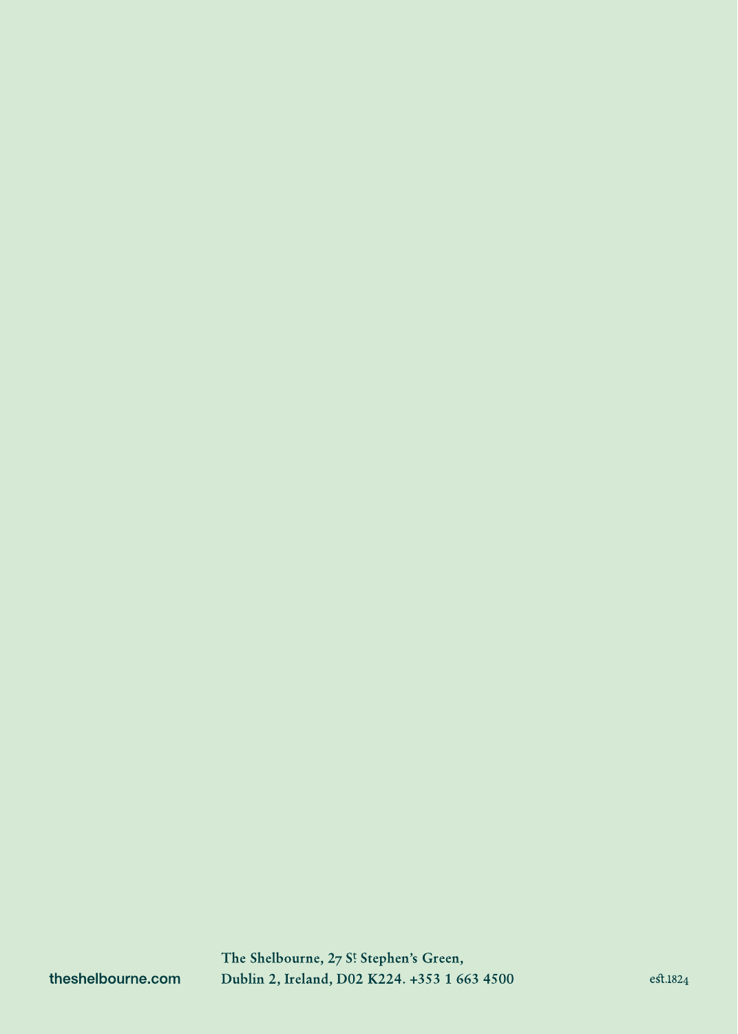theshelbourne.com

The Shelbourne, 27 St. Stephen's Green,
Dublin 2, Ireland, D02 K224. +353 1 663 4500

est.1824